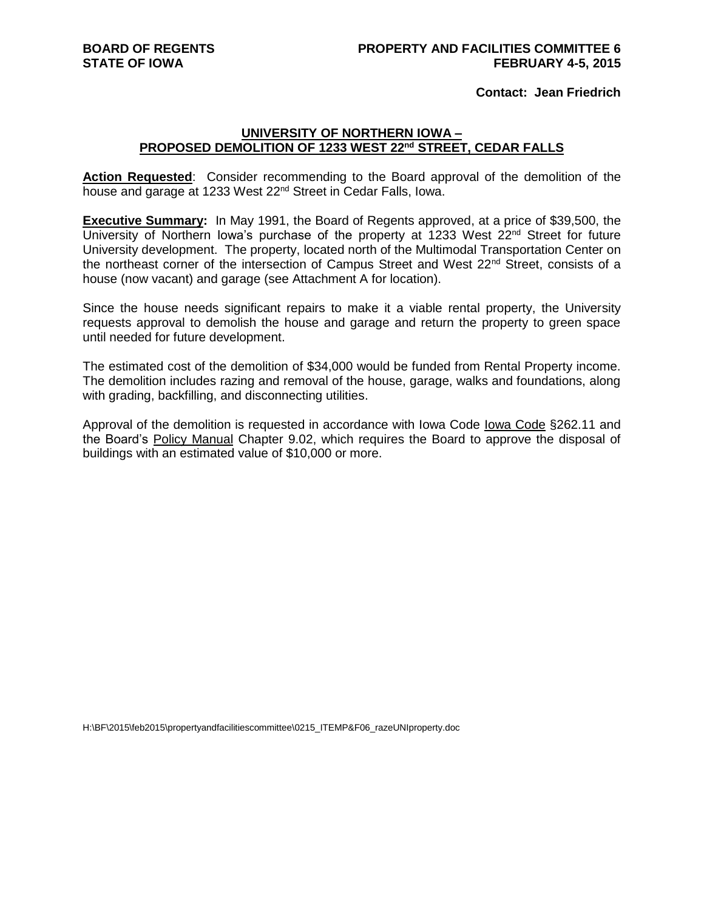**BOARD OF REGENTS**
**STATE OF IOWA**

**PROPERTY AND FACILITIES COMMITTEE 6**
**FEBRUARY 4-5, 2015**

**Contact: Jean Friedrich**

## UNIVERSITY OF NORTHERN IOWA – PROPOSED DEMOLITION OF 1233 WEST 22nd STREET, CEDAR FALLS

**Action Requested**: Consider recommending to the Board approval of the demolition of the house and garage at 1233 West 22nd Street in Cedar Falls, Iowa.

**Executive Summary:** In May 1991, the Board of Regents approved, at a price of $39,500, the University of Northern Iowa's purchase of the property at 1233 West 22nd Street for future University development. The property, located north of the Multimodal Transportation Center on the northeast corner of the intersection of Campus Street and West 22nd Street, consists of a house (now vacant) and garage (see Attachment A for location).

Since the house needs significant repairs to make it a viable rental property, the University requests approval to demolish the house and garage and return the property to green space until needed for future development.

The estimated cost of the demolition of $34,000 would be funded from Rental Property income. The demolition includes razing and removal of the house, garage, walks and foundations, along with grading, backfilling, and disconnecting utilities.

Approval of the demolition is requested in accordance with Iowa Code Iowa Code §262.11 and the Board's Policy Manual Chapter 9.02, which requires the Board to approve the disposal of buildings with an estimated value of $10,000 or more.

H:\BF\2015\feb2015\propertyandfacilitiescommittee\0215_ITEMP&F06_razeUNIproperty.doc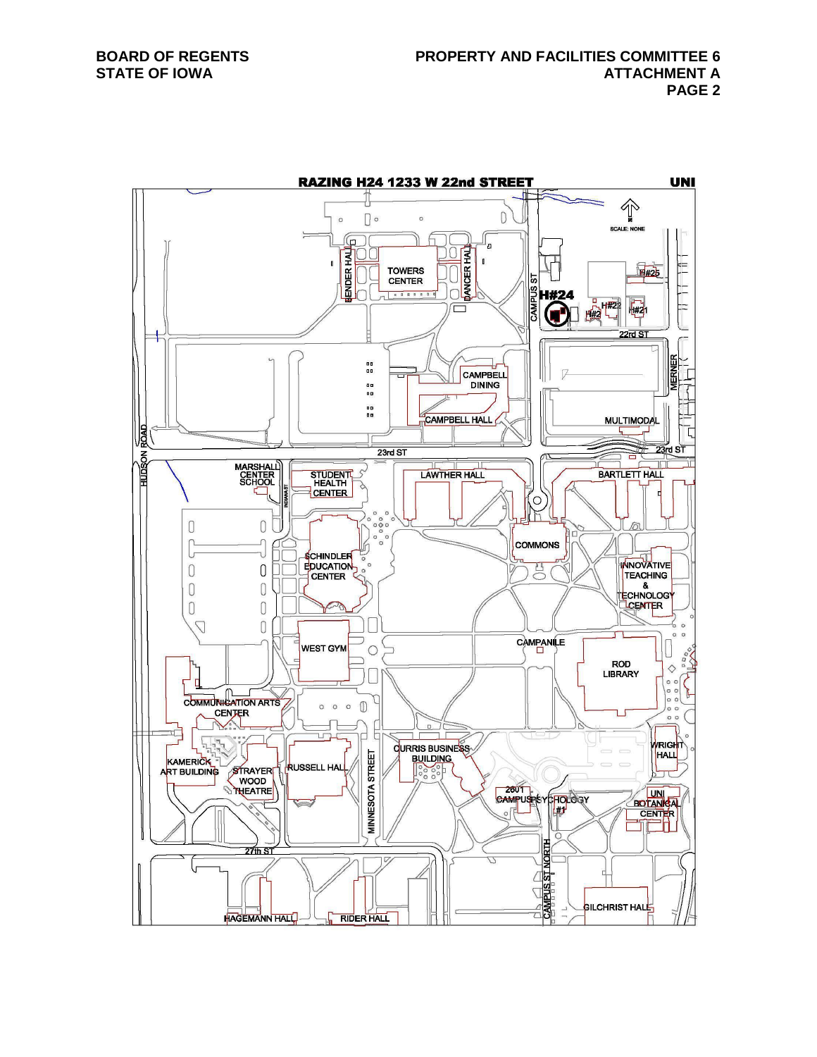BOARD OF REGENTS
STATE OF IOWA

PROPERTY AND FACILITIES COMMITTEE 6
ATTACHMENT A
PAGE 2

RAZING H24 1233 W 22nd STREET

UNI

SCALE: NONE

BENDER HALL
TOWERS CENTER
DANCER HALL
CAMPUS ST
H#24
H#25
H#22
H#2
H#21
22rd ST
CAMPBELL DINING
CAMPBELL HALL
MERNER
MULTIMODAL
HUDSON ROAD
23rd ST
23rd ST
MARSHALL CENTER SCHOOL
INDIANA ST
STUDENT HEALTH CENTER
LAWTHER HALL
BARTLETT HALL
COMMONS
SCHINDLER EDUCATION CENTER
INNOVATIVE TEACHING & TECHNOLOGY CENTER
WEST GYM
CAMPANILE
ROD LIBRARY
COMMUNICATION ARTS CENTER
WRIGHT HALL
KAMERICK ART BUILDING
STRAYER WOOD THEATRE
RUSSELL HALL
MINNESOTA STREET
CURRIS BUSINESS BUILDING
2601 CAMPUS
PSYCHOLOGY #1
UNI BOTANICAL CENTER
27th ST
CAMPUS ST NORTH
GILCHRIST HALL
HAGEMANN HALL
RIDER HALL